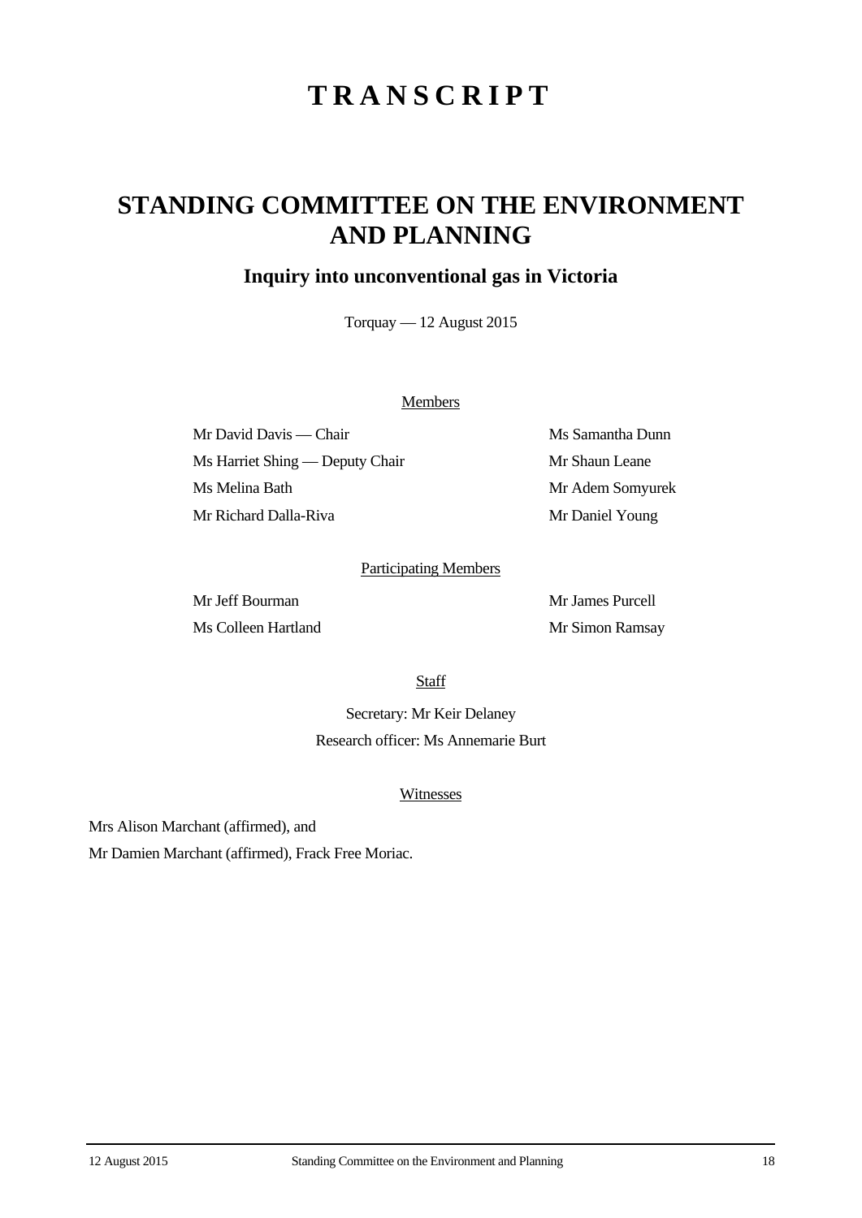# TRANSCRIPT

## STANDING COMMITTEE ON THE ENVIRONMENT AND PLANNING

### Inquiry into unconventional gas in Victoria

Torquay — 12 August 2015

Members

Mr David Davis — Chair

Ms Harriet Shing — Deputy Chair

Ms Melina Bath

Mr Richard Dalla-Riva

Ms Samantha Dunn

Mr Shaun Leane

Mr Adem Somyurek

Mr Daniel Young

Participating Members

Mr Jeff Bourman

Ms Colleen Hartland

Mr James Purcell

Mr Simon Ramsay

Staff

Secretary: Mr Keir Delaney

Research officer: Ms Annemarie Burt

Witnesses

Mrs Alison Marchant (affirmed), and

Mr Damien Marchant (affirmed), Frack Free Moriac.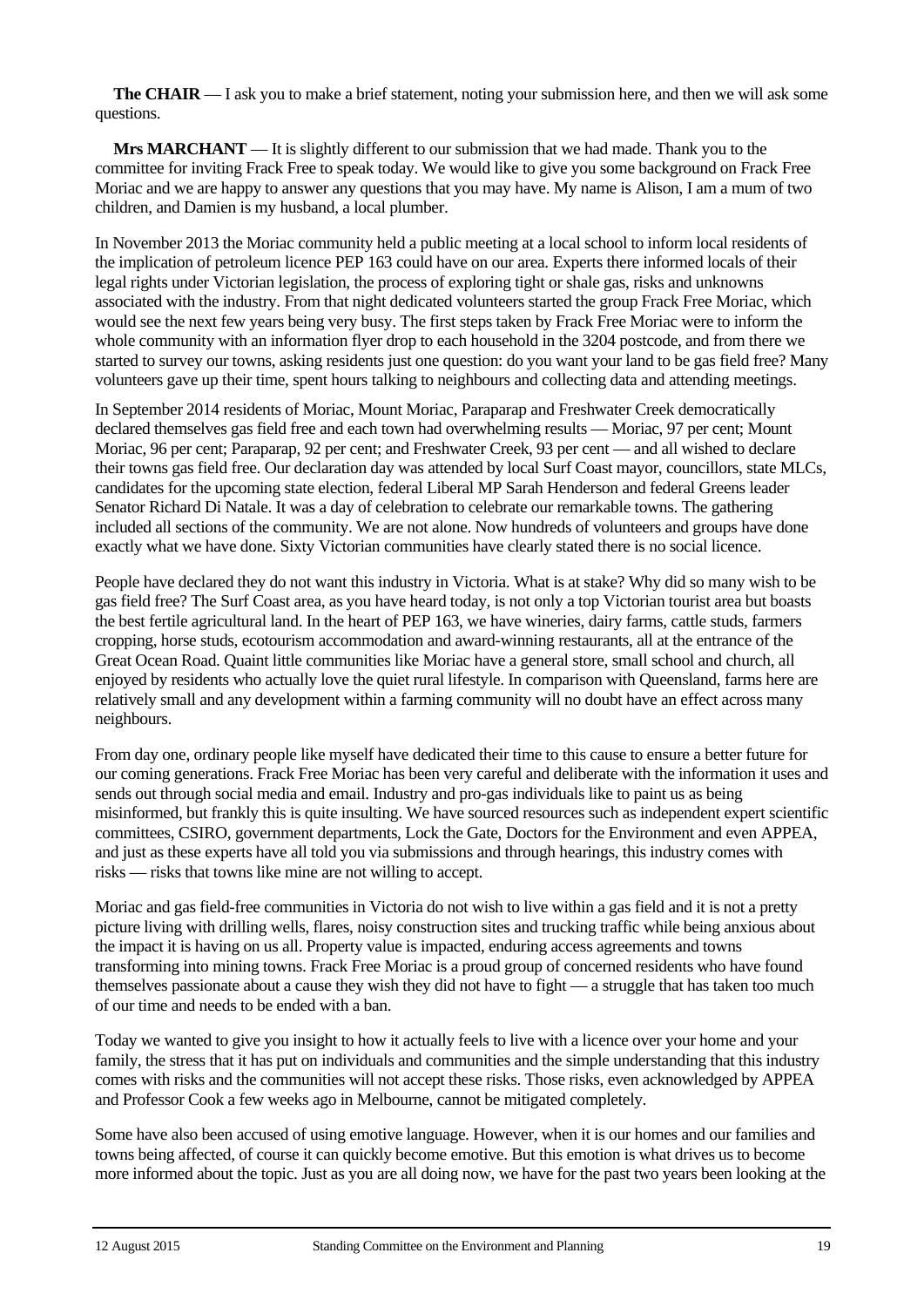**The CHAIR** — I ask you to make a brief statement, noting your submission here, and then we will ask some questions.

**Mrs MARCHANT** — It is slightly different to our submission that we had made. Thank you to the committee for inviting Frack Free to speak today. We would like to give you some background on Frack Free Moriac and we are happy to answer any questions that you may have. My name is Alison, I am a mum of two children, and Damien is my husband, a local plumber.

In November 2013 the Moriac community held a public meeting at a local school to inform local residents of the implication of petroleum licence PEP 163 could have on our area. Experts there informed locals of their legal rights under Victorian legislation, the process of exploring tight or shale gas, risks and unknowns associated with the industry. From that night dedicated volunteers started the group Frack Free Moriac, which would see the next few years being very busy. The first steps taken by Frack Free Moriac were to inform the whole community with an information flyer drop to each household in the 3204 postcode, and from there we started to survey our towns, asking residents just one question: do you want your land to be gas field free? Many volunteers gave up their time, spent hours talking to neighbours and collecting data and attending meetings.

In September 2014 residents of Moriac, Mount Moriac, Paraparap and Freshwater Creek democratically declared themselves gas field free and each town had overwhelming results — Moriac, 97 per cent; Mount Moriac, 96 per cent; Paraparap, 92 per cent; and Freshwater Creek, 93 per cent — and all wished to declare their towns gas field free. Our declaration day was attended by local Surf Coast mayor, councillors, state MLCs, candidates for the upcoming state election, federal Liberal MP Sarah Henderson and federal Greens leader Senator Richard Di Natale. It was a day of celebration to celebrate our remarkable towns. The gathering included all sections of the community. We are not alone. Now hundreds of volunteers and groups have done exactly what we have done. Sixty Victorian communities have clearly stated there is no social licence.

People have declared they do not want this industry in Victoria. What is at stake? Why did so many wish to be gas field free? The Surf Coast area, as you have heard today, is not only a top Victorian tourist area but boasts the best fertile agricultural land. In the heart of PEP 163, we have wineries, dairy farms, cattle studs, farmers cropping, horse studs, ecotourism accommodation and award-winning restaurants, all at the entrance of the Great Ocean Road. Quaint little communities like Moriac have a general store, small school and church, all enjoyed by residents who actually love the quiet rural lifestyle. In comparison with Queensland, farms here are relatively small and any development within a farming community will no doubt have an effect across many neighbours.

From day one, ordinary people like myself have dedicated their time to this cause to ensure a better future for our coming generations. Frack Free Moriac has been very careful and deliberate with the information it uses and sends out through social media and email. Industry and pro-gas individuals like to paint us as being misinformed, but frankly this is quite insulting. We have sourced resources such as independent expert scientific committees, CSIRO, government departments, Lock the Gate, Doctors for the Environment and even APPEA, and just as these experts have all told you via submissions and through hearings, this industry comes with risks — risks that towns like mine are not willing to accept.

Moriac and gas field-free communities in Victoria do not wish to live within a gas field and it is not a pretty picture living with drilling wells, flares, noisy construction sites and trucking traffic while being anxious about the impact it is having on us all. Property value is impacted, enduring access agreements and towns transforming into mining towns. Frack Free Moriac is a proud group of concerned residents who have found themselves passionate about a cause they wish they did not have to fight — a struggle that has taken too much of our time and needs to be ended with a ban.

Today we wanted to give you insight to how it actually feels to live with a licence over your home and your family, the stress that it has put on individuals and communities and the simple understanding that this industry comes with risks and the communities will not accept these risks. Those risks, even acknowledged by APPEA and Professor Cook a few weeks ago in Melbourne, cannot be mitigated completely.

Some have also been accused of using emotive language. However, when it is our homes and our families and towns being affected, of course it can quickly become emotive. But this emotion is what drives us to become more informed about the topic. Just as you are all doing now, we have for the past two years been looking at the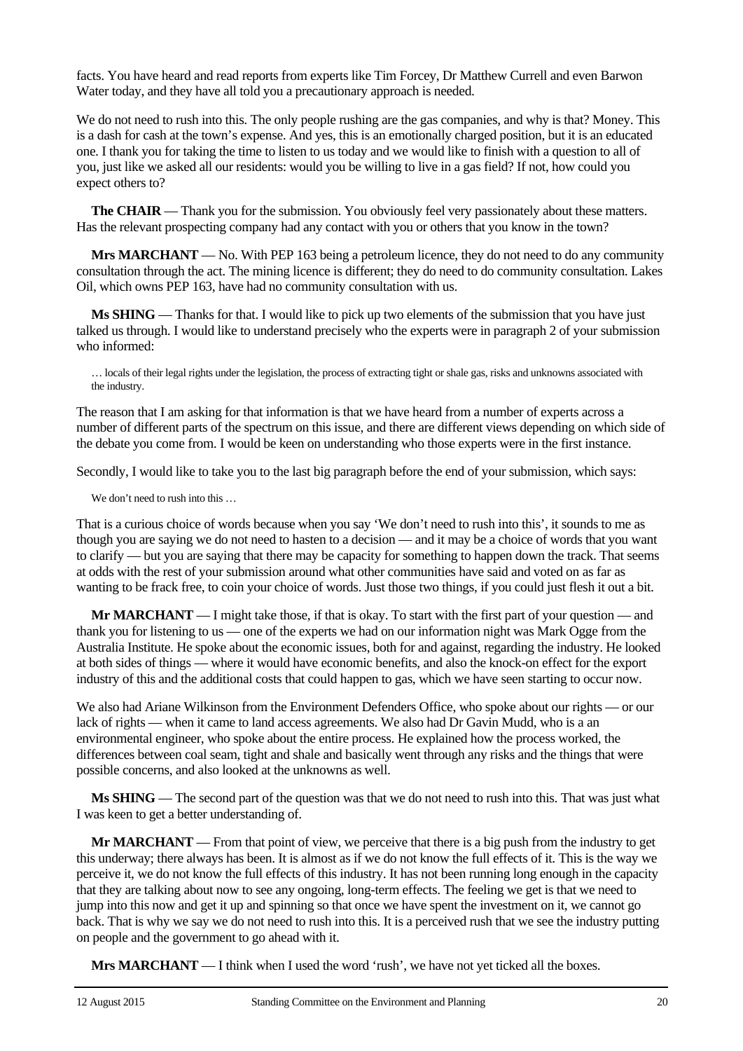facts. You have heard and read reports from experts like Tim Forcey, Dr Matthew Currell and even Barwon Water today, and they have all told you a precautionary approach is needed.

We do not need to rush into this. The only people rushing are the gas companies, and why is that? Money. This is a dash for cash at the town's expense. And yes, this is an emotionally charged position, but it is an educated one. I thank you for taking the time to listen to us today and we would like to finish with a question to all of you, just like we asked all our residents: would you be willing to live in a gas field? If not, how could you expect others to?

**The CHAIR** — Thank you for the submission. You obviously feel very passionately about these matters. Has the relevant prospecting company had any contact with you or others that you know in the town?

**Mrs MARCHANT** — No. With PEP 163 being a petroleum licence, they do not need to do any community consultation through the act. The mining licence is different; they do need to do community consultation. Lakes Oil, which owns PEP 163, have had no community consultation with us.

**Ms SHING** — Thanks for that. I would like to pick up two elements of the submission that you have just talked us through. I would like to understand precisely who the experts were in paragraph 2 of your submission who informed:

> … locals of their legal rights under the legislation, the process of extracting tight or shale gas, risks and unknowns associated with the industry.

The reason that I am asking for that information is that we have heard from a number of experts across a number of different parts of the spectrum on this issue, and there are different views depending on which side of the debate you come from. I would be keen on understanding who those experts were in the first instance.

Secondly, I would like to take you to the last big paragraph before the end of your submission, which says:

> We don't need to rush into this …

That is a curious choice of words because when you say 'We don't need to rush into this', it sounds to me as though you are saying we do not need to hasten to a decision — and it may be a choice of words that you want to clarify — but you are saying that there may be capacity for something to happen down the track. That seems at odds with the rest of your submission around what other communities have said and voted on as far as wanting to be frack free, to coin your choice of words. Just those two things, if you could just flesh it out a bit.

**Mr MARCHANT** — I might take those, if that is okay. To start with the first part of your question — and thank you for listening to us — one of the experts we had on our information night was Mark Ogge from the Australia Institute. He spoke about the economic issues, both for and against, regarding the industry. He looked at both sides of things — where it would have economic benefits, and also the knock-on effect for the export industry of this and the additional costs that could happen to gas, which we have seen starting to occur now.

We also had Ariane Wilkinson from the Environment Defenders Office, who spoke about our rights — or our lack of rights — when it came to land access agreements. We also had Dr Gavin Mudd, who is a an environmental engineer, who spoke about the entire process. He explained how the process worked, the differences between coal seam, tight and shale and basically went through any risks and the things that were possible concerns, and also looked at the unknowns as well.

**Ms SHING** — The second part of the question was that we do not need to rush into this. That was just what I was keen to get a better understanding of.

**Mr MARCHANT** — From that point of view, we perceive that there is a big push from the industry to get this underway; there always has been. It is almost as if we do not know the full effects of it. This is the way we perceive it, we do not know the full effects of this industry. It has not been running long enough in the capacity that they are talking about now to see any ongoing, long-term effects. The feeling we get is that we need to jump into this now and get it up and spinning so that once we have spent the investment on it, we cannot go back. That is why we say we do not need to rush into this. It is a perceived rush that we see the industry putting on people and the government to go ahead with it.

**Mrs MARCHANT** — I think when I used the word 'rush', we have not yet ticked all the boxes.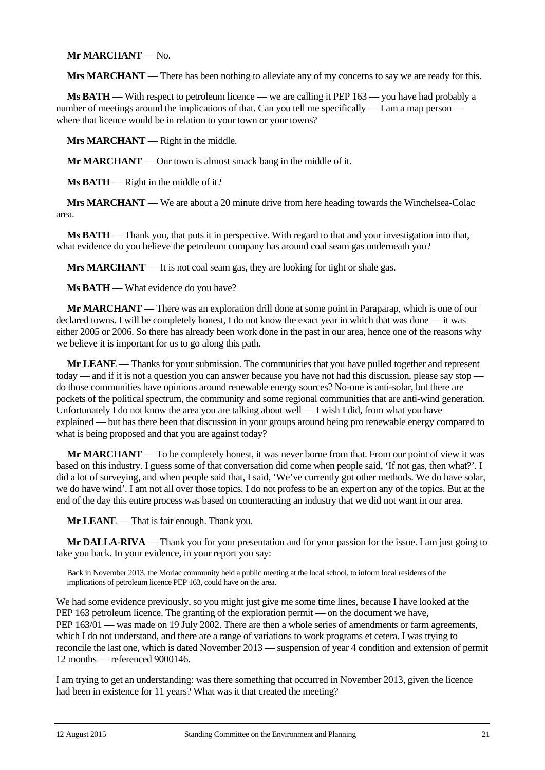**Mr MARCHANT** — No.

**Mrs MARCHANT** — There has been nothing to alleviate any of my concerns to say we are ready for this.

**Ms BATH** — With respect to petroleum licence — we are calling it PEP 163 — you have had probably a number of meetings around the implications of that. Can you tell me specifically — I am a map person — where that licence would be in relation to your town or your towns?

**Mrs MARCHANT** — Right in the middle.

**Mr MARCHANT** — Our town is almost smack bang in the middle of it.

**Ms BATH** — Right in the middle of it?

**Mrs MARCHANT** — We are about a 20 minute drive from here heading towards the Winchelsea-Colac area.

**Ms BATH** — Thank you, that puts it in perspective. With regard to that and your investigation into that, what evidence do you believe the petroleum company has around coal seam gas underneath you?

**Mrs MARCHANT** — It is not coal seam gas, they are looking for tight or shale gas.

**Ms BATH** — What evidence do you have?

**Mr MARCHANT** — There was an exploration drill done at some point in Paraparap, which is one of our declared towns. I will be completely honest, I do not know the exact year in which that was done — it was either 2005 or 2006. So there has already been work done in the past in our area, hence one of the reasons why we believe it is important for us to go along this path.

**Mr LEANE** — Thanks for your submission. The communities that you have pulled together and represent today — and if it is not a question you can answer because you have not had this discussion, please say stop — do those communities have opinions around renewable energy sources? No-one is anti-solar, but there are pockets of the political spectrum, the community and some regional communities that are anti-wind generation. Unfortunately I do not know the area you are talking about well — I wish I did, from what you have explained — but has there been that discussion in your groups around being pro renewable energy compared to what is being proposed and that you are against today?

**Mr MARCHANT** — To be completely honest, it was never borne from that. From our point of view it was based on this industry. I guess some of that conversation did come when people said, 'If not gas, then what?'. I did a lot of surveying, and when people said that, I said, 'We've currently got other methods. We do have solar, we do have wind'. I am not all over those topics. I do not profess to be an expert on any of the topics. But at the end of the day this entire process was based on counteracting an industry that we did not want in our area.

**Mr LEANE** — That is fair enough. Thank you.

**Mr DALLA-RIVA** — Thank you for your presentation and for your passion for the issue. I am just going to take you back. In your evidence, in your report you say:

> Back in November 2013, the Moriac community held a public meeting at the local school, to inform local residents of the implications of petroleum licence PEP 163, could have on the area.

We had some evidence previously, so you might just give me some time lines, because I have looked at the PEP 163 petroleum licence. The granting of the exploration permit — on the document we have, PEP 163/01 — was made on 19 July 2002. There are then a whole series of amendments or farm agreements, which I do not understand, and there are a range of variations to work programs et cetera. I was trying to reconcile the last one, which is dated November 2013 — suspension of year 4 condition and extension of permit 12 months — referenced 9000146.

I am trying to get an understanding: was there something that occurred in November 2013, given the licence had been in existence for 11 years? What was it that created the meeting?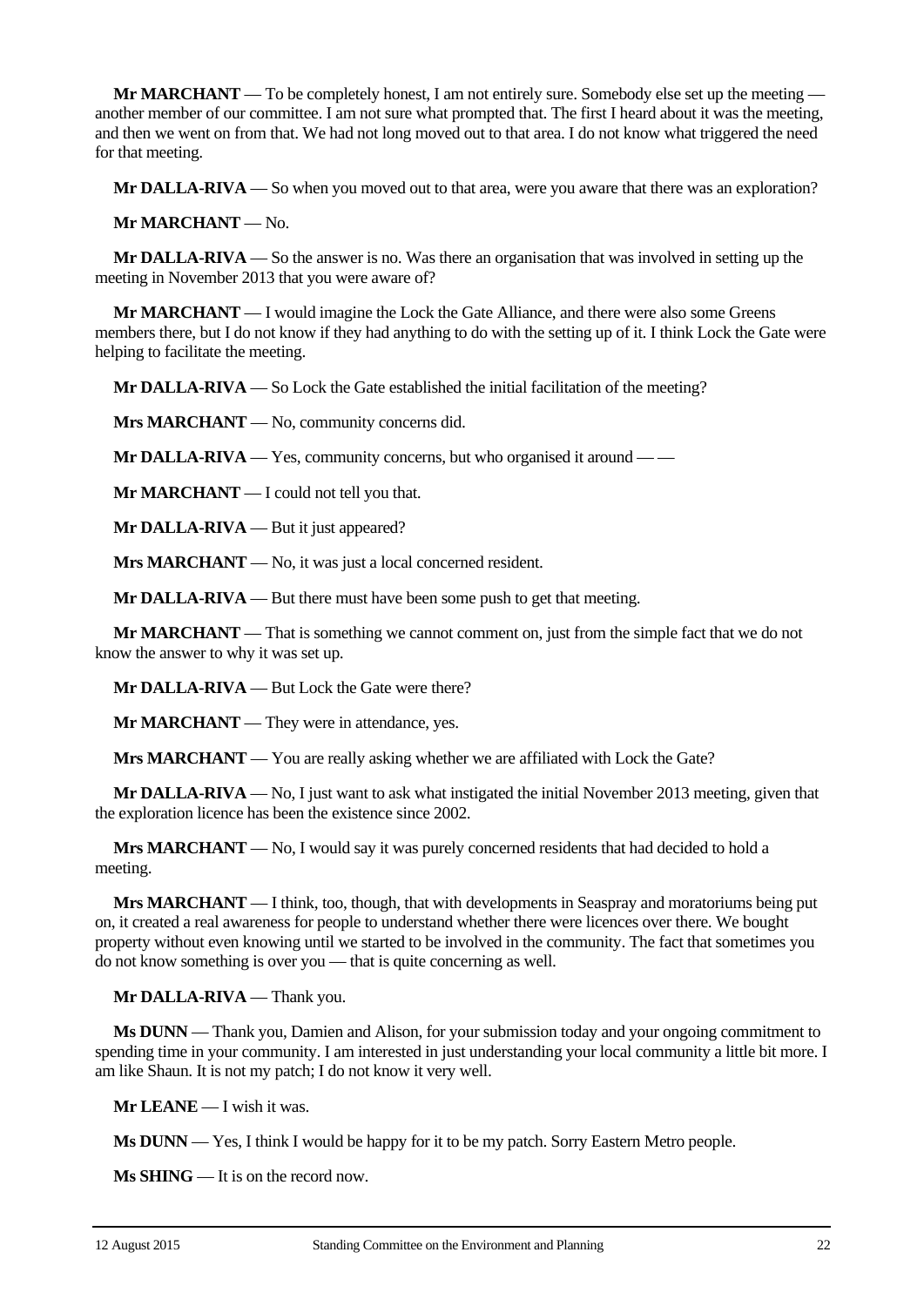**Mr MARCHANT** — To be completely honest, I am not entirely sure. Somebody else set up the meeting — another member of our committee. I am not sure what prompted that. The first I heard about it was the meeting, and then we went on from that. We had not long moved out to that area. I do not know what triggered the need for that meeting.

**Mr DALLA-RIVA** — So when you moved out to that area, were you aware that there was an exploration?

**Mr MARCHANT** — No.

**Mr DALLA-RIVA** — So the answer is no. Was there an organisation that was involved in setting up the meeting in November 2013 that you were aware of?

**Mr MARCHANT** — I would imagine the Lock the Gate Alliance, and there were also some Greens members there, but I do not know if they had anything to do with the setting up of it. I think Lock the Gate were helping to facilitate the meeting.

**Mr DALLA-RIVA** — So Lock the Gate established the initial facilitation of the meeting?

**Mrs MARCHANT** — No, community concerns did.

**Mr DALLA-RIVA** — Yes, community concerns, but who organised it around — —

**Mr MARCHANT** — I could not tell you that.

**Mr DALLA-RIVA** — But it just appeared?

**Mrs MARCHANT** — No, it was just a local concerned resident.

**Mr DALLA-RIVA** — But there must have been some push to get that meeting.

**Mr MARCHANT** — That is something we cannot comment on, just from the simple fact that we do not know the answer to why it was set up.

**Mr DALLA-RIVA** — But Lock the Gate were there?

**Mr MARCHANT** — They were in attendance, yes.

**Mrs MARCHANT** — You are really asking whether we are affiliated with Lock the Gate?

**Mr DALLA-RIVA** — No, I just want to ask what instigated the initial November 2013 meeting, given that the exploration licence has been the existence since 2002.

**Mrs MARCHANT** — No, I would say it was purely concerned residents that had decided to hold a meeting.

**Mrs MARCHANT** — I think, too, though, that with developments in Seaspray and moratoriums being put on, it created a real awareness for people to understand whether there were licences over there. We bought property without even knowing until we started to be involved in the community. The fact that sometimes you do not know something is over you — that is quite concerning as well.

**Mr DALLA-RIVA** — Thank you.

**Ms DUNN** — Thank you, Damien and Alison, for your submission today and your ongoing commitment to spending time in your community. I am interested in just understanding your local community a little bit more. I am like Shaun. It is not my patch; I do not know it very well.

**Mr LEANE** — I wish it was.

**Ms DUNN** — Yes, I think I would be happy for it to be my patch. Sorry Eastern Metro people.

**Ms SHING** — It is on the record now.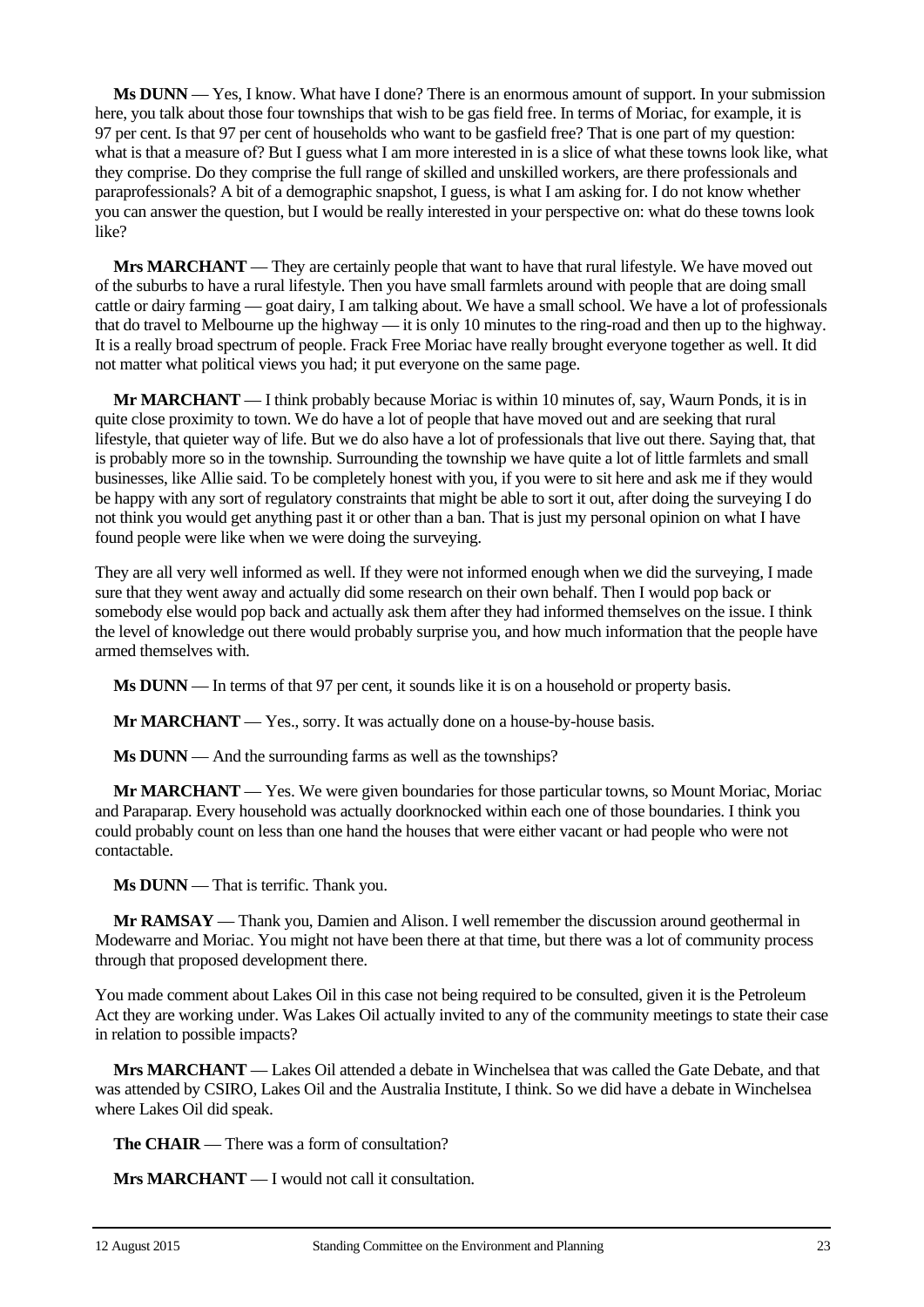**Ms DUNN** — Yes, I know. What have I done? There is an enormous amount of support. In your submission here, you talk about those four townships that wish to be gas field free. In terms of Moriac, for example, it is 97 per cent. Is that 97 per cent of households who want to be gasfield free? That is one part of my question: what is that a measure of? But I guess what I am more interested in is a slice of what these towns look like, what they comprise. Do they comprise the full range of skilled and unskilled workers, are there professionals and paraprofessionals? A bit of a demographic snapshot, I guess, is what I am asking for. I do not know whether you can answer the question, but I would be really interested in your perspective on: what do these towns look like?

**Mrs MARCHANT** — They are certainly people that want to have that rural lifestyle. We have moved out of the suburbs to have a rural lifestyle. Then you have small farmlets around with people that are doing small cattle or dairy farming — goat dairy, I am talking about. We have a small school. We have a lot of professionals that do travel to Melbourne up the highway — it is only 10 minutes to the ring-road and then up to the highway. It is a really broad spectrum of people. Frack Free Moriac have really brought everyone together as well. It did not matter what political views you had; it put everyone on the same page.

**Mr MARCHANT** — I think probably because Moriac is within 10 minutes of, say, Waurn Ponds, it is in quite close proximity to town. We do have a lot of people that have moved out and are seeking that rural lifestyle, that quieter way of life. But we do also have a lot of professionals that live out there. Saying that, that is probably more so in the township. Surrounding the township we have quite a lot of little farmlets and small businesses, like Allie said. To be completely honest with you, if you were to sit here and ask me if they would be happy with any sort of regulatory constraints that might be able to sort it out, after doing the surveying I do not think you would get anything past it or other than a ban. That is just my personal opinion on what I have found people were like when we were doing the surveying.

They are all very well informed as well. If they were not informed enough when we did the surveying, I made sure that they went away and actually did some research on their own behalf. Then I would pop back or somebody else would pop back and actually ask them after they had informed themselves on the issue. I think the level of knowledge out there would probably surprise you, and how much information that the people have armed themselves with.

**Ms DUNN** — In terms of that 97 per cent, it sounds like it is on a household or property basis.

**Mr MARCHANT** — Yes., sorry. It was actually done on a house-by-house basis.

**Ms DUNN** — And the surrounding farms as well as the townships?

**Mr MARCHANT** — Yes. We were given boundaries for those particular towns, so Mount Moriac, Moriac and Paraparap. Every household was actually doorknocked within each one of those boundaries. I think you could probably count on less than one hand the houses that were either vacant or had people who were not contactable.

**Ms DUNN** — That is terrific. Thank you.

**Mr RAMSAY** — Thank you, Damien and Alison. I well remember the discussion around geothermal in Modewarre and Moriac. You might not have been there at that time, but there was a lot of community process through that proposed development there.

You made comment about Lakes Oil in this case not being required to be consulted, given it is the Petroleum Act they are working under. Was Lakes Oil actually invited to any of the community meetings to state their case in relation to possible impacts?

**Mrs MARCHANT** — Lakes Oil attended a debate in Winchelsea that was called the Gate Debate, and that was attended by CSIRO, Lakes Oil and the Australia Institute, I think. So we did have a debate in Winchelsea where Lakes Oil did speak.

**The CHAIR** — There was a form of consultation?

**Mrs MARCHANT** — I would not call it consultation.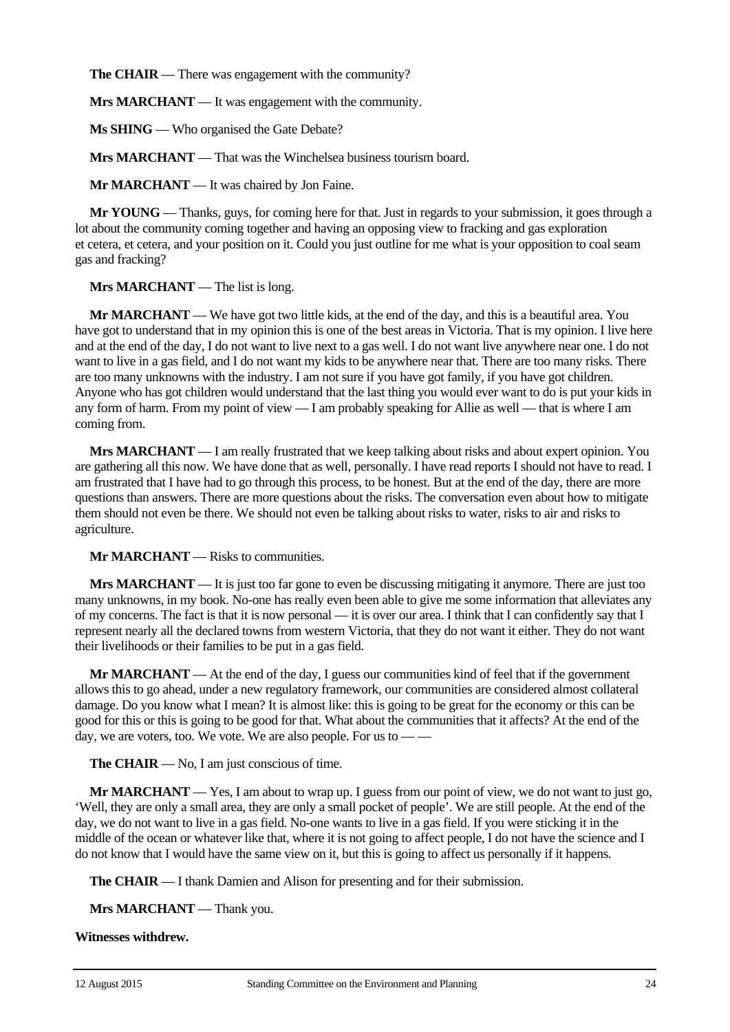**The CHAIR** — There was engagement with the community?

**Mrs MARCHANT** — It was engagement with the community.

**Ms SHING** — Who organised the Gate Debate?

**Mrs MARCHANT** — That was the Winchelsea business tourism board.

**Mr MARCHANT** — It was chaired by Jon Faine.

**Mr YOUNG** — Thanks, guys, for coming here for that. Just in regards to your submission, it goes through a lot about the community coming together and having an opposing view to fracking and gas exploration et cetera, et cetera, and your position on it. Could you just outline for me what is your opposition to coal seam gas and fracking?

**Mrs MARCHANT** — The list is long.

**Mr MARCHANT** — We have got two little kids, at the end of the day, and this is a beautiful area. You have got to understand that in my opinion this is one of the best areas in Victoria. That is my opinion. I live here and at the end of the day, I do not want to live next to a gas well. I do not want live anywhere near one. I do not want to live in a gas field, and I do not want my kids to be anywhere near that. There are too many risks. There are too many unknowns with the industry. I am not sure if you have got family, if you have got children. Anyone who has got children would understand that the last thing you would ever want to do is put your kids in any form of harm. From my point of view — I am probably speaking for Allie as well — that is where I am coming from.

**Mrs MARCHANT** — I am really frustrated that we keep talking about risks and about expert opinion. You are gathering all this now. We have done that as well, personally. I have read reports I should not have to read. I am frustrated that I have had to go through this process, to be honest. But at the end of the day, there are more questions than answers. There are more questions about the risks. The conversation even about how to mitigate them should not even be there. We should not even be talking about risks to water, risks to air and risks to agriculture.

**Mr MARCHANT** — Risks to communities.

**Mrs MARCHANT** — It is just too far gone to even be discussing mitigating it anymore. There are just too many unknowns, in my book. No-one has really even been able to give me some information that alleviates any of my concerns. The fact is that it is now personal — it is over our area. I think that I can confidently say that I represent nearly all the declared towns from western Victoria, that they do not want it either. They do not want their livelihoods or their families to be put in a gas field.

**Mr MARCHANT** — At the end of the day, I guess our communities kind of feel that if the government allows this to go ahead, under a new regulatory framework, our communities are considered almost collateral damage. Do you know what I mean? It is almost like: this is going to be great for the economy or this can be good for this or this is going to be good for that. What about the communities that it affects? At the end of the day, we are voters, too. We vote. We are also people. For us to — —

**The CHAIR** — No, I am just conscious of time.

**Mr MARCHANT** — Yes, I am about to wrap up. I guess from our point of view, we do not want to just go, 'Well, they are only a small area, they are only a small pocket of people'. We are still people. At the end of the day, we do not want to live in a gas field. No-one wants to live in a gas field. If you were sticking it in the middle of the ocean or whatever like that, where it is not going to affect people, I do not have the science and I do not know that I would have the same view on it, but this is going to affect us personally if it happens.

**The CHAIR** — I thank Damien and Alison for presenting and for their submission.

**Mrs MARCHANT** — Thank you.

**Witnesses withdrew.**